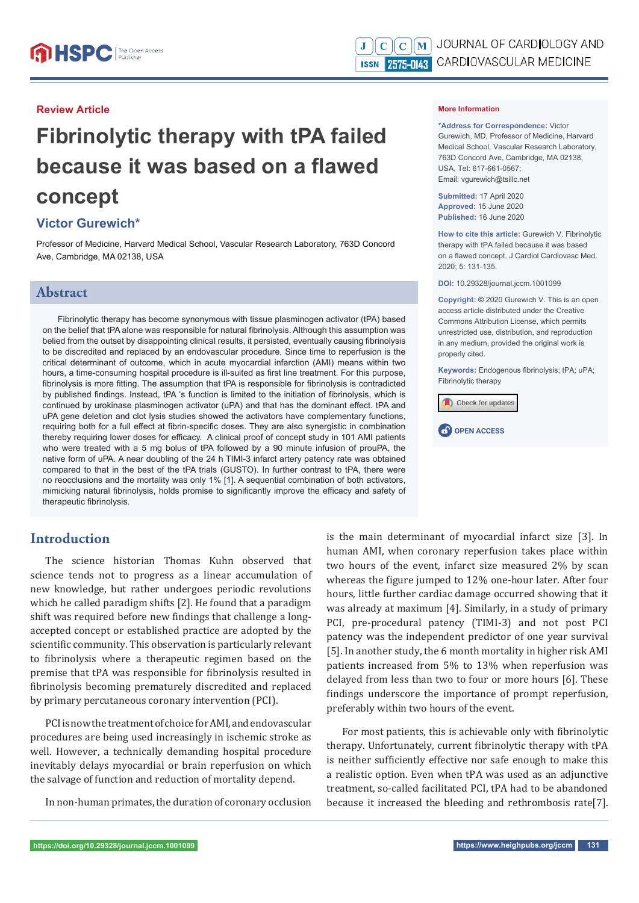Review Article

# Fibrinolytic therapy with tPA failed because it was based on a flawed concept

## Victor Gurewich*

Professor of Medicine, Harvard Medical School, Vascular Research Laboratory, 763D Concord Ave, Cambridge, MA 02138, USA

**More Information**

**\*Address for Correspondence:** Victor Gurewich, MD, Professor of Medicine, Harvard Medical School, Vascular Research Laboratory, 763D Concord Ave, Cambridge, MA 02138, USA, Tel: 617-661-0567; Email: vgurewich@tsillc.net

**Submitted:** 17 April 2020
**Approved:** 15 June 2020
**Published:** 16 June 2020

**How to cite this article:** Gurewich V. Fibrinolytic therapy with tPA failed because it was based on a flawed concept. J Cardiol Cardiovasc Med. 2020; 5: 131-135.

**DOI:** 10.29328/journal.jccm.1001099

**Copyright:** © 2020 Gurewich V. This is an open access article distributed under the Creative Commons Attribution License, which permits unrestricted use, distribution, and reproduction in any medium, provided the original work is properly cited.

**Keywords:** Endogenous fibrinolysis; tPA; uPA; Fibrinolytic therapy

OPEN ACCESS

## Abstract

Fibrinolytic therapy has become synonymous with tissue plasminogen activator (tPA) based on the belief that tPA alone was responsible for natural fibrinolysis. Although this assumption was belied from the outset by disappointing clinical results, it persisted, eventually causing fibrinolysis to be discredited and replaced by an endovascular procedure. Since time to reperfusion is the critical determinant of outcome, which in acute myocardial infarction (AMI) means within two hours, a time-consuming hospital procedure is ill-suited as first line treatment. For this purpose, fibrinolysis is more fitting. The assumption that tPA is responsible for fibrinolysis is contradicted by published findings. Instead, tPA 's function is limited to the initiation of fibrinolysis, which is continued by urokinase plasminogen activator (uPA) and that has the dominant effect. tPA and uPA gene deletion and clot lysis studies showed the activators have complementary functions, requiring both for a full effect at fibrin-specific doses. They are also synergistic in combination thereby requiring lower doses for efficacy. A clinical proof of concept study in 101 AMI patients who were treated with a 5 mg bolus of tPA followed by a 90 minute infusion of prouPA, the native form of uPA. A near doubling of the 24 h TIMI-3 infarct artery patency rate was obtained compared to that in the best of the tPA trials (GUSTO). In further contrast to tPA, there were no reocclusions and the mortality was only 1% [1]. A sequential combination of both activators, mimicking natural fibrinolysis, holds promise to significantly improve the efficacy and safety of therapeutic fibrinolysis.

## Introduction

The science historian Thomas Kuhn observed that science tends not to progress as a linear accumulation of new knowledge, but rather undergoes periodic revolutions which he called paradigm shifts [2]. He found that a paradigm shift was required before new findings that challenge a long-accepted concept or established practice are adopted by the scientific community. This observation is particularly relevant to fibrinolysis where a therapeutic regimen based on the premise that tPA was responsible for fibrinolysis resulted in fibrinolysis becoming prematurely discredited and replaced by primary percutaneous coronary intervention (PCI).

PCI is now the treatment of choice for AMI, and endovascular procedures are being used increasingly in ischemic stroke as well. However, a technically demanding hospital procedure inevitably delays myocardial or brain reperfusion on which the salvage of function and reduction of mortality depend.

In non-human primates, the duration of coronary occlusion is the main determinant of myocardial infarct size [3]. In human AMI, when coronary reperfusion takes place within two hours of the event, infarct size measured 2% by scan whereas the figure jumped to 12% one-hour later. After four hours, little further cardiac damage occurred showing that it was already at maximum [4]. Similarly, in a study of primary PCI, pre-procedural patency (TIMI-3) and not post PCI patency was the independent predictor of one year survival [5]. In another study, the 6 month mortality in higher risk AMI patients increased from 5% to 13% when reperfusion was delayed from less than two to four or more hours [6]. These findings underscore the importance of prompt reperfusion, preferably within two hours of the event.

For most patients, this is achievable only with fibrinolytic therapy. Unfortunately, current fibrinolytic therapy with tPA is neither sufficiently effective nor safe enough to make this a realistic option. Even when tPA was used as an adjunctive treatment, so-called facilitated PCI, tPA had to be abandoned because it increased the bleeding and rethrombosis rate[7].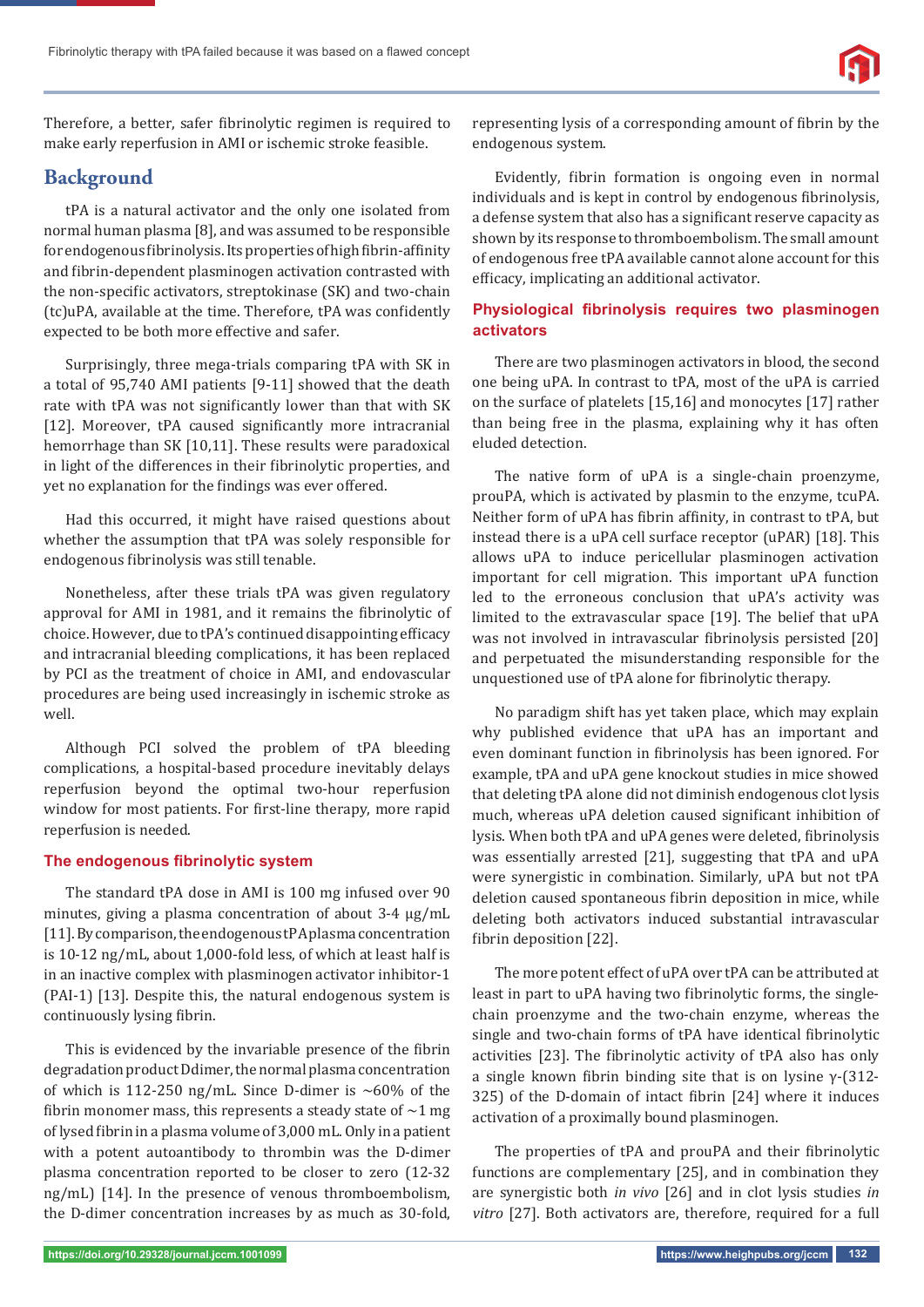Therefore, a better, safer fibrinolytic regimen is required to make early reperfusion in AMI or ischemic stroke feasible.

## Background

tPA is a natural activator and the only one isolated from normal human plasma [8], and was assumed to be responsible for endogenous fibrinolysis. Its properties of high fibrin-affinity and fibrin-dependent plasminogen activation contrasted with the non-specific activators, streptokinase (SK) and two-chain (tc)uPA, available at the time. Therefore, tPA was confidently expected to be both more effective and safer.

Surprisingly, three mega-trials comparing tPA with SK in a total of 95,740 AMI patients [9-11] showed that the death rate with tPA was not significantly lower than that with SK [12]. Moreover, tPA caused significantly more intracranial hemorrhage than SK [10,11]. These results were paradoxical in light of the differences in their fibrinolytic properties, and yet no explanation for the findings was ever offered.

Had this occurred, it might have raised questions about whether the assumption that tPA was solely responsible for endogenous fibrinolysis was still tenable.

Nonetheless, after these trials tPA was given regulatory approval for AMI in 1981, and it remains the fibrinolytic of choice. However, due to tPA's continued disappointing efficacy and intracranial bleeding complications, it has been replaced by PCI as the treatment of choice in AMI, and endovascular procedures are being used increasingly in ischemic stroke as well.

Although PCI solved the problem of tPA bleeding complications, a hospital-based procedure inevitably delays reperfusion beyond the optimal two-hour reperfusion window for most patients. For first-line therapy, more rapid reperfusion is needed.

### The endogenous fibrinolytic system

The standard tPA dose in AMI is 100 mg infused over 90 minutes, giving a plasma concentration of about 3-4 µg/mL [11]. By comparison, the endogenous tPA plasma concentration is 10-12 ng/mL, about 1,000-fold less, of which at least half is in an inactive complex with plasminogen activator inhibitor-1 (PAI-1) [13]. Despite this, the natural endogenous system is continuously lysing fibrin.

This is evidenced by the invariable presence of the fibrin degradation product Ddimer, the normal plasma concentration of which is 112-250 ng/mL. Since D-dimer is ~60% of the fibrin monomer mass, this represents a steady state of ~1 mg of lysed fibrin in a plasma volume of 3,000 mL. Only in a patient with a potent autoantibody to thrombin was the D-dimer plasma concentration reported to be closer to zero (12-32 ng/mL) [14]. In the presence of venous thromboembolism, the D-dimer concentration increases by as much as 30-fold, representing lysis of a corresponding amount of fibrin by the endogenous system.

Evidently, fibrin formation is ongoing even in normal individuals and is kept in control by endogenous fibrinolysis, a defense system that also has a significant reserve capacity as shown by its response to thromboembolism. The small amount of endogenous free tPA available cannot alone account for this efficacy, implicating an additional activator.

### Physiological fibrinolysis requires two plasminogen activators

There are two plasminogen activators in blood, the second one being uPA. In contrast to tPA, most of the uPA is carried on the surface of platelets [15,16] and monocytes [17] rather than being free in the plasma, explaining why it has often eluded detection.

The native form of uPA is a single-chain proenzyme, prouPA, which is activated by plasmin to the enzyme, tcuPA. Neither form of uPA has fibrin affinity, in contrast to tPA, but instead there is a uPA cell surface receptor (uPAR) [18]. This allows uPA to induce pericellular plasminogen activation important for cell migration. This important uPA function led to the erroneous conclusion that uPA's activity was limited to the extravascular space [19]. The belief that uPA was not involved in intravascular fibrinolysis persisted [20] and perpetuated the misunderstanding responsible for the unquestioned use of tPA alone for fibrinolytic therapy.

No paradigm shift has yet taken place, which may explain why published evidence that uPA has an important and even dominant function in fibrinolysis has been ignored. For example, tPA and uPA gene knockout studies in mice showed that deleting tPA alone did not diminish endogenous clot lysis much, whereas uPA deletion caused significant inhibition of lysis. When both tPA and uPA genes were deleted, fibrinolysis was essentially arrested [21], suggesting that tPA and uPA were synergistic in combination. Similarly, uPA but not tPA deletion caused spontaneous fibrin deposition in mice, while deleting both activators induced substantial intravascular fibrin deposition [22].

The more potent effect of uPA over tPA can be attributed at least in part to uPA having two fibrinolytic forms, the single-chain proenzyme and the two-chain enzyme, whereas the single and two-chain forms of tPA have identical fibrinolytic activities [23]. The fibrinolytic activity of tPA also has only a single known fibrin binding site that is on lysine γ-(312-325) of the D-domain of intact fibrin [24] where it induces activation of a proximally bound plasminogen.

The properties of tPA and prouPA and their fibrinolytic functions are complementary [25], and in combination they are synergistic both *in vivo* [26] and in clot lysis studies *in vitro* [27]. Both activators are, therefore, required for a full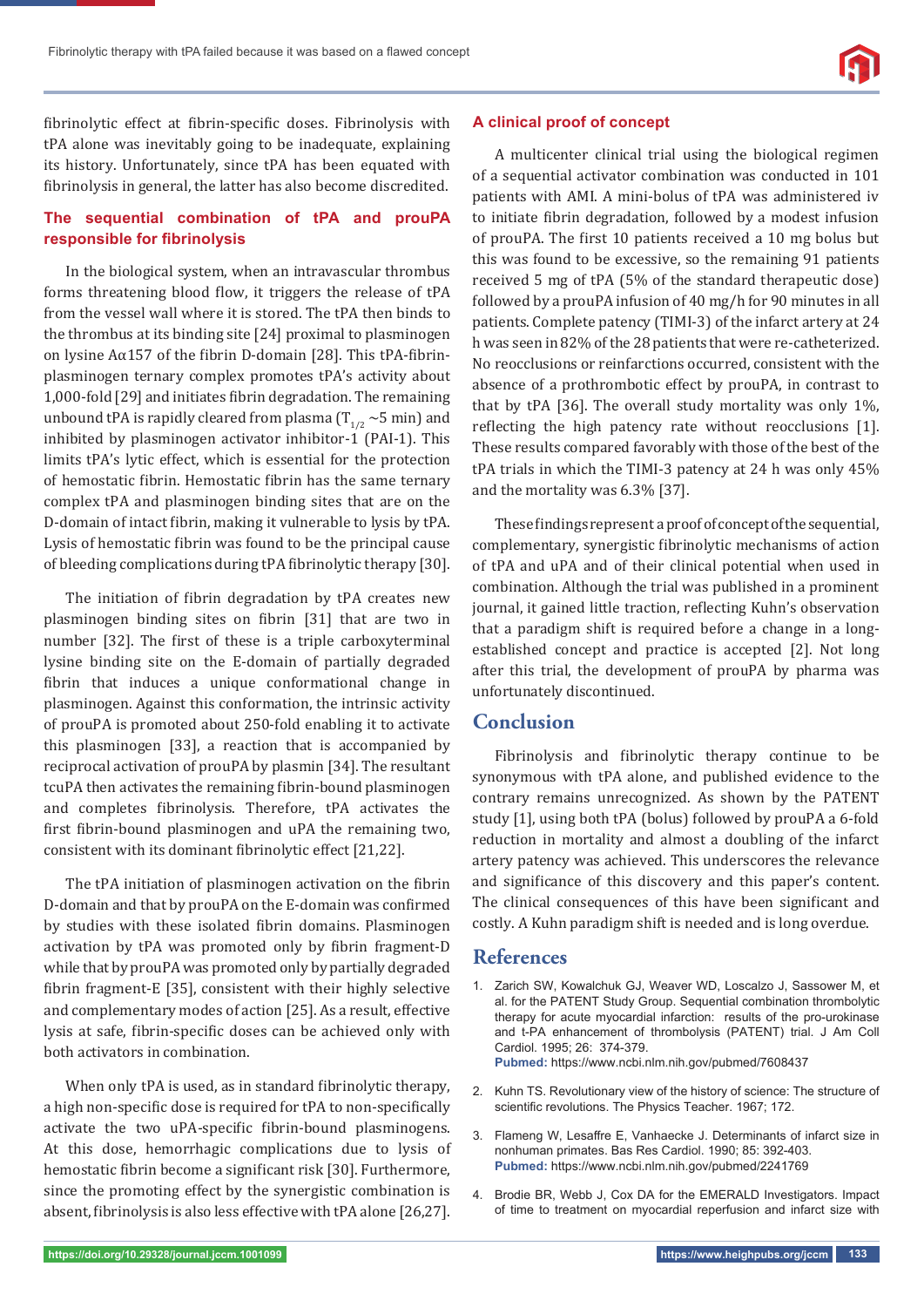fibrinolytic effect at fibrin-specific doses. Fibrinolysis with tPA alone was inevitably going to be inadequate, explaining its history. Unfortunately, since tPA has been equated with fibrinolysis in general, the latter has also become discredited.

### The sequential combination of tPA and prouPA responsible for fibrinolysis

In the biological system, when an intravascular thrombus forms threatening blood flow, it triggers the release of tPA from the vessel wall where it is stored. The tPA then binds to the thrombus at its binding site [24] proximal to plasminogen on lysine Aα157 of the fibrin D-domain [28]. This tPA-fibrin-plasminogen ternary complex promotes tPA's activity about 1,000-fold [29] and initiates fibrin degradation. The remaining unbound tPA is rapidly cleared from plasma ($T_{1/2}$ ~5 min) and inhibited by plasminogen activator inhibitor-1 (PAI-1). This limits tPA's lytic effect, which is essential for the protection of hemostatic fibrin. Hemostatic fibrin has the same ternary complex tPA and plasminogen binding sites that are on the D-domain of intact fibrin, making it vulnerable to lysis by tPA. Lysis of hemostatic fibrin was found to be the principal cause of bleeding complications during tPA fibrinolytic therapy [30].

The initiation of fibrin degradation by tPA creates new plasminogen binding sites on fibrin [31] that are two in number [32]. The first of these is a triple carboxyterminal lysine binding site on the E-domain of partially degraded fibrin that induces a unique conformational change in plasminogen. Against this conformation, the intrinsic activity of prouPA is promoted about 250-fold enabling it to activate this plasminogen [33], a reaction that is accompanied by reciprocal activation of prouPA by plasmin [34]. The resultant tcuPA then activates the remaining fibrin-bound plasminogen and completes fibrinolysis. Therefore, tPA activates the first fibrin-bound plasminogen and uPA the remaining two, consistent with its dominant fibrinolytic effect [21,22].

The tPA initiation of plasminogen activation on the fibrin D-domain and that by prouPA on the E-domain was confirmed by studies with these isolated fibrin domains. Plasminogen activation by tPA was promoted only by fibrin fragment-D while that by prouPA was promoted only by partially degraded fibrin fragment-E [35], consistent with their highly selective and complementary modes of action [25]. As a result, effective lysis at safe, fibrin-specific doses can be achieved only with both activators in combination.

When only tPA is used, as in standard fibrinolytic therapy, a high non-specific dose is required for tPA to non-specifically activate the two uPA-specific fibrin-bound plasminogens. At this dose, hemorrhagic complications due to lysis of hemostatic fibrin become a significant risk [30]. Furthermore, since the promoting effect by the synergistic combination is absent, fibrinolysis is also less effective with tPA alone [26,27].

### A clinical proof of concept

A multicenter clinical trial using the biological regimen of a sequential activator combination was conducted in 101 patients with AMI. A mini-bolus of tPA was administered iv to initiate fibrin degradation, followed by a modest infusion of prouPA. The first 10 patients received a 10 mg bolus but this was found to be excessive, so the remaining 91 patients received 5 mg of tPA (5% of the standard therapeutic dose) followed by a prouPA infusion of 40 mg/h for 90 minutes in all patients. Complete patency (TIMI-3) of the infarct artery at 24 h was seen in 82% of the 28 patients that were re-catheterized. No reocclusions or reinfarctions occurred, consistent with the absence of a prothrombotic effect by prouPA, in contrast to that by tPA [36]. The overall study mortality was only 1%, reflecting the high patency rate without reocclusions [1]. These results compared favorably with those of the best of the tPA trials in which the TIMI-3 patency at 24 h was only 45% and the mortality was 6.3% [37].

These findings represent a proof of concept of the sequential, complementary, synergistic fibrinolytic mechanisms of action of tPA and uPA and of their clinical potential when used in combination. Although the trial was published in a prominent journal, it gained little traction, reflecting Kuhn's observation that a paradigm shift is required before a change in a long-established concept and practice is accepted [2]. Not long after this trial, the development of prouPA by pharma was unfortunately discontinued.

## Conclusion

Fibrinolysis and fibrinolytic therapy continue to be synonymous with tPA alone, and published evidence to the contrary remains unrecognized. As shown by the PATENT study [1], using both tPA (bolus) followed by prouPA a 6-fold reduction in mortality and almost a doubling of the infarct artery patency was achieved. This underscores the relevance and significance of this discovery and this paper's content. The clinical consequences of this have been significant and costly. A Kuhn paradigm shift is needed and is long overdue.

## References

1. Zarich SW, Kowalchuk GJ, Weaver WD, Loscalzo J, Sassower M, et al. for the PATENT Study Group. Sequential combination thrombolytic therapy for acute myocardial infarction: results of the pro-urokinase and t-PA enhancement of thrombolysis (PATENT) trial. J Am Coll Cardiol. 1995; 26: 374-379. **Pubmed:** https://www.ncbi.nlm.nih.gov/pubmed/7608437

2. Kuhn TS. Revolutionary view of the history of science: The structure of scientific revolutions. The Physics Teacher. 1967; 172.

3. Flameng W, Lesaffre E, Vanhaecke J. Determinants of infarct size in nonhuman primates. Bas Res Cardiol. 1990; 85: 392-403. **Pubmed:** https://www.ncbi.nlm.nih.gov/pubmed/2241769

4. Brodie BR, Webb J, Cox DA for the EMERALD Investigators. Impact of time to treatment on myocardial reperfusion and infarct size with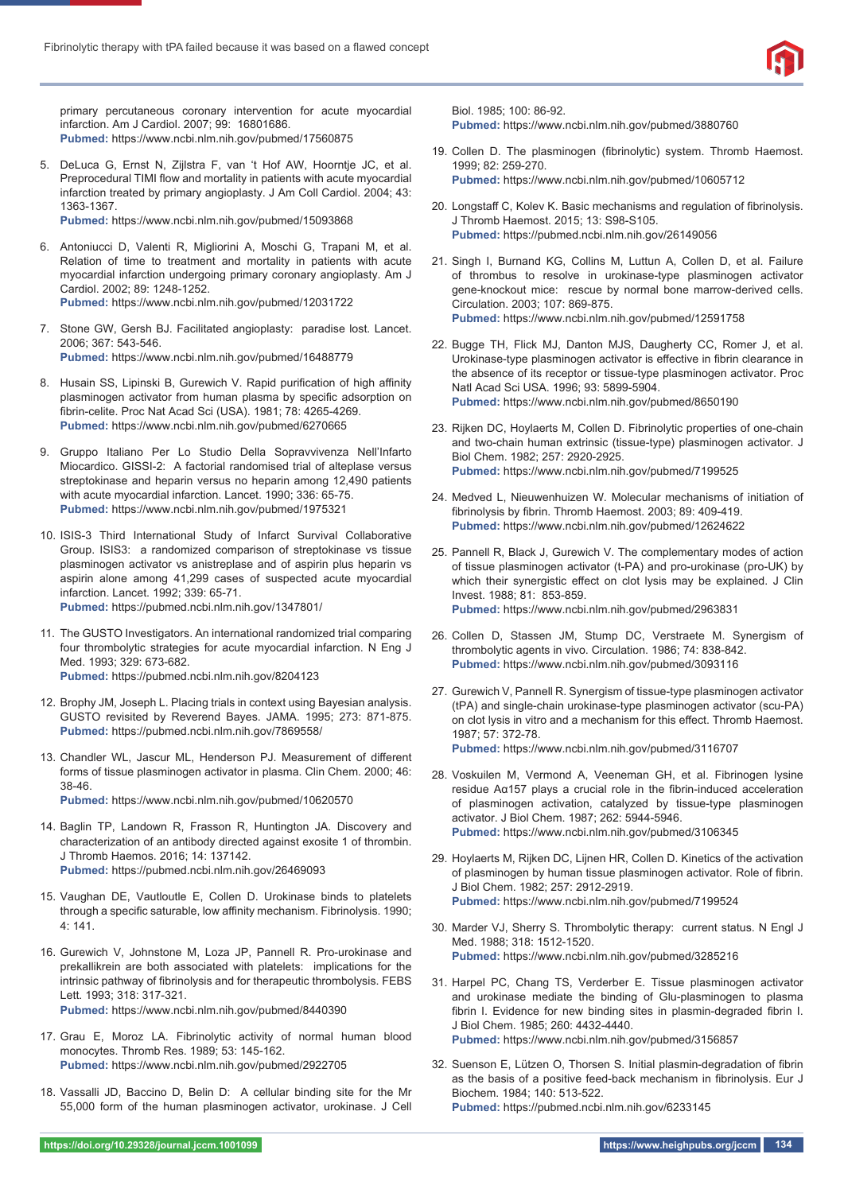primary percutaneous coronary intervention for acute myocardial infarction. Am J Cardiol. 2007; 99: 16801686.
**Pubmed:** https://www.ncbi.nlm.nih.gov/pubmed/17560875

5. DeLuca G, Ernst N, Zijlstra F, van 't Hof AW, Hoorntje JC, et al. Preprocedural TIMI flow and mortality in patients with acute myocardial infarction treated by primary angioplasty. J Am Coll Cardiol. 2004; 43: 1363-1367.
**Pubmed:** https://www.ncbi.nlm.nih.gov/pubmed/15093868

6. Antoniucci D, Valenti R, Migliorini A, Moschi G, Trapani M, et al. Relation of time to treatment and mortality in patients with acute myocardial infarction undergoing primary coronary angioplasty. Am J Cardiol. 2002; 89: 1248-1252.
**Pubmed:** https://www.ncbi.nlm.nih.gov/pubmed/12031722

7. Stone GW, Gersh BJ. Facilitated angioplasty: paradise lost. Lancet. 2006; 367: 543-546.
**Pubmed:** https://www.ncbi.nlm.nih.gov/pubmed/16488779

8. Husain SS, Lipinski B, Gurewich V. Rapid purification of high affinity plasminogen activator from human plasma by specific adsorption on fibrin-celite. Proc Nat Acad Sci (USA). 1981; 78: 4265-4269.
**Pubmed:** https://www.ncbi.nlm.nih.gov/pubmed/6270665

9. Gruppo Italiano Per Lo Studio Della Sopravvivenza Nell'Infarto Miocardico. GISSI-2: A factorial randomised trial of alteplase versus streptokinase and heparin versus no heparin among 12,490 patients with acute myocardial infarction. Lancet. 1990; 336: 65-75.
**Pubmed:** https://www.ncbi.nlm.nih.gov/pubmed/1975321

10. ISIS-3 Third International Study of Infarct Survival Collaborative Group. ISIS3: a randomized comparison of streptokinase vs tissue plasminogen activator vs anistreplase and of aspirin plus heparin vs aspirin alone among 41,299 cases of suspected acute myocardial infarction. Lancet. 1992; 339: 65-71.
**Pubmed:** https://pubmed.ncbi.nlm.nih.gov/1347801/

11. The GUSTO Investigators. An international randomized trial comparing four thrombolytic strategies for acute myocardial infarction. N Eng J Med. 1993; 329: 673-682.
**Pubmed:** https://pubmed.ncbi.nlm.nih.gov/8204123

12. Brophy JM, Joseph L. Placing trials in context using Bayesian analysis. GUSTO revisited by Reverend Bayes. JAMA. 1995; 273: 871-875.
**Pubmed:** https://pubmed.ncbi.nlm.nih.gov/7869558/

13. Chandler WL, Jascur ML, Henderson PJ. Measurement of different forms of tissue plasminogen activator in plasma. Clin Chem. 2000; 46: 38-46.
**Pubmed:** https://www.ncbi.nlm.nih.gov/pubmed/10620570

14. Baglin TP, Landown R, Frasson R, Huntington JA. Discovery and characterization of an antibody directed against exosite 1 of thrombin. J Thromb Haemos. 2016; 14: 137142.
**Pubmed:** https://pubmed.ncbi.nlm.nih.gov/26469093

15. Vaughan DE, Vautloutle E, Collen D. Urokinase binds to platelets through a specific saturable, low affinity mechanism. Fibrinolysis. 1990; 4: 141.

16. Gurewich V, Johnstone M, Loza JP, Pannell R. Pro-urokinase and prekallikrein are both associated with platelets: implications for the intrinsic pathway of fibrinolysis and for therapeutic thrombolysis. FEBS Lett. 1993; 318: 317-321.
**Pubmed:** https://www.ncbi.nlm.nih.gov/pubmed/8440390

17. Grau E, Moroz LA. Fibrinolytic activity of normal human blood monocytes. Thromb Res. 1989; 53: 145-162.
**Pubmed:** https://www.ncbi.nlm.nih.gov/pubmed/2922705

18. Vassalli JD, Baccino D, Belin D: A cellular binding site for the Mr 55,000 form of the human plasminogen activator, urokinase. J Cell Biol. 1985; 100: 86-92.
**Pubmed:** https://www.ncbi.nlm.nih.gov/pubmed/3880760

19. Collen D. The plasminogen (fibrinolytic) system. Thromb Haemost. 1999; 82: 259-270.
**Pubmed:** https://www.ncbi.nlm.nih.gov/pubmed/10605712

20. Longstaff C, Kolev K. Basic mechanisms and regulation of fibrinolysis. J Thromb Haemost. 2015; 13: S98-S105.
**Pubmed:** https://pubmed.ncbi.nlm.nih.gov/26149056

21. Singh I, Burnand KG, Collins M, Luttun A, Collen D, et al. Failure of thrombus to resolve in urokinase-type plasminogen activator gene-knockout mice: rescue by normal bone marrow-derived cells. Circulation. 2003; 107: 869-875.
**Pubmed:** https://www.ncbi.nlm.nih.gov/pubmed/12591758

22. Bugge TH, Flick MJ, Danton MJS, Daugherty CC, Romer J, et al. Urokinase-type plasminogen activator is effective in fibrin clearance in the absence of its receptor or tissue-type plasminogen activator. Proc Natl Acad Sci USA. 1996; 93: 5899-5904.
**Pubmed:** https://www.ncbi.nlm.nih.gov/pubmed/8650190

23. Rijken DC, Hoylaerts M, Collen D. Fibrinolytic properties of one-chain and two-chain human extrinsic (tissue-type) plasminogen activator. J Biol Chem. 1982; 257: 2920-2925.
**Pubmed:** https://www.ncbi.nlm.nih.gov/pubmed/7199525

24. Medved L, Nieuwenhuizen W. Molecular mechanisms of initiation of fibrinolysis by fibrin. Thromb Haemost. 2003; 89: 409-419.
**Pubmed:** https://www.ncbi.nlm.nih.gov/pubmed/12624622

25. Pannell R, Black J, Gurewich V. The complementary modes of action of tissue plasminogen activator (t-PA) and pro-urokinase (pro-UK) by which their synergistic effect on clot lysis may be explained. J Clin Invest. 1988; 81: 853-859.
**Pubmed:** https://www.ncbi.nlm.nih.gov/pubmed/2963831

26. Collen D, Stassen JM, Stump DC, Verstraete M. Synergism of thrombolytic agents in vivo. Circulation. 1986; 74: 838-842.
**Pubmed:** https://www.ncbi.nlm.nih.gov/pubmed/3093116

27. Gurewich V, Pannell R. Synergism of tissue-type plasminogen activator (tPA) and single-chain urokinase-type plasminogen activator (scu-PA) on clot lysis in vitro and a mechanism for this effect. Thromb Haemost. 1987; 57: 372-78.
**Pubmed:** https://www.ncbi.nlm.nih.gov/pubmed/3116707

28. Voskuilen M, Vermond A, Veeneman GH, et al. Fibrinogen lysine residue Aα157 plays a crucial role in the fibrin-induced acceleration of plasminogen activation, catalyzed by tissue-type plasminogen activator. J Biol Chem. 1987; 262: 5944-5946.
**Pubmed:** https://www.ncbi.nlm.nih.gov/pubmed/3106345

29. Hoylaerts M, Rijken DC, Lijnen HR, Collen D. Kinetics of the activation of plasminogen by human tissue plasminogen activator. Role of fibrin. J Biol Chem. 1982; 257: 2912-2919.
**Pubmed:** https://www.ncbi.nlm.nih.gov/pubmed/7199524

30. Marder VJ, Sherry S. Thrombolytic therapy: current status. N Engl J Med. 1988; 318: 1512-1520.
**Pubmed:** https://www.ncbi.nlm.nih.gov/pubmed/3285216

31. Harpel PC, Chang TS, Verderber E. Tissue plasminogen activator and urokinase mediate the binding of Glu-plasminogen to plasma fibrin I. Evidence for new binding sites in plasmin-degraded fibrin I. J Biol Chem. 1985; 260: 4432-4440.
**Pubmed:** https://www.ncbi.nlm.nih.gov/pubmed/3156857

32. Suenson E, Lützen O, Thorsen S. Initial plasmin-degradation of fibrin as the basis of a positive feed-back mechanism in fibrinolysis. Eur J Biochem. 1984; 140: 513-522.
**Pubmed:** https://pubmed.ncbi.nlm.nih.gov/6233145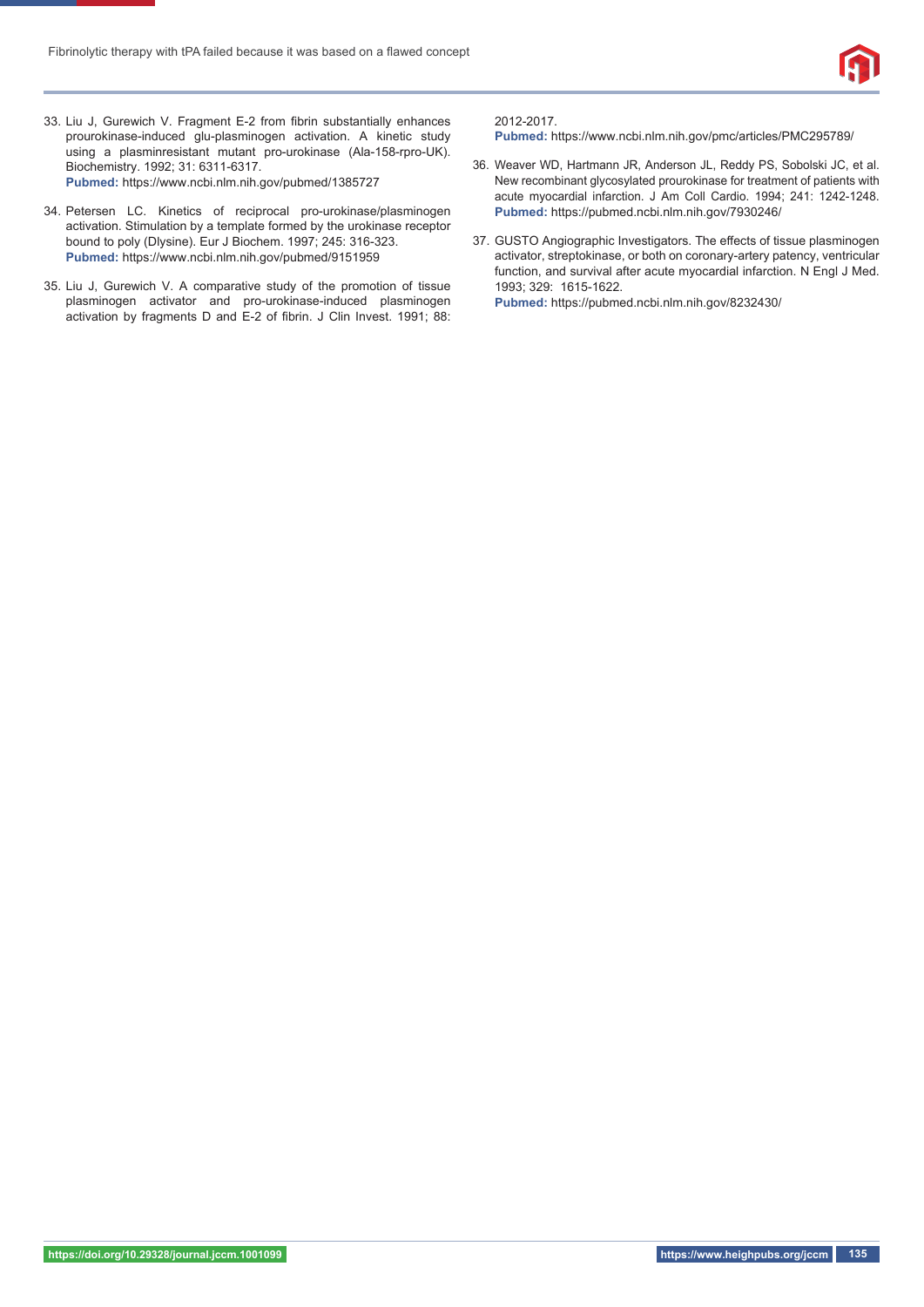33. Liu J, Gurewich V. Fragment E-2 from fibrin substantially enhances prourokinase-induced glu-plasminogen activation. A kinetic study using a plasminresistant mutant pro-urokinase (Ala-158-rpro-UK). Biochemistry. 1992; 31: 6311-6317.  
**Pubmed:** https://www.ncbi.nlm.nih.gov/pubmed/1385727

34. Petersen LC. Kinetics of reciprocal pro-urokinase/plasminogen activation. Stimulation by a template formed by the urokinase receptor bound to poly (Dlysine). Eur J Biochem. 1997; 245: 316-323.  
**Pubmed:** https://www.ncbi.nlm.nih.gov/pubmed/9151959

35. Liu J, Gurewich V. A comparative study of the promotion of tissue plasminogen activator and pro-urokinase-induced plasminogen activation by fragments D and E-2 of fibrin. J Clin Invest. 1991; 88: 2012-2017.  
**Pubmed:** https://www.ncbi.nlm.nih.gov/pmc/articles/PMC295789/

36. Weaver WD, Hartmann JR, Anderson JL, Reddy PS, Sobolski JC, et al. New recombinant glycosylated prourokinase for treatment of patients with acute myocardial infarction. J Am Coll Cardio. 1994; 241: 1242-1248.  
**Pubmed:** https://pubmed.ncbi.nlm.nih.gov/7930246/

37. GUSTO Angiographic Investigators. The effects of tissue plasminogen activator, streptokinase, or both on coronary-artery patency, ventricular function, and survival after acute myocardial infarction. N Engl J Med. 1993; 329: 1615-1622.  
**Pubmed:** https://pubmed.ncbi.nlm.nih.gov/8232430/